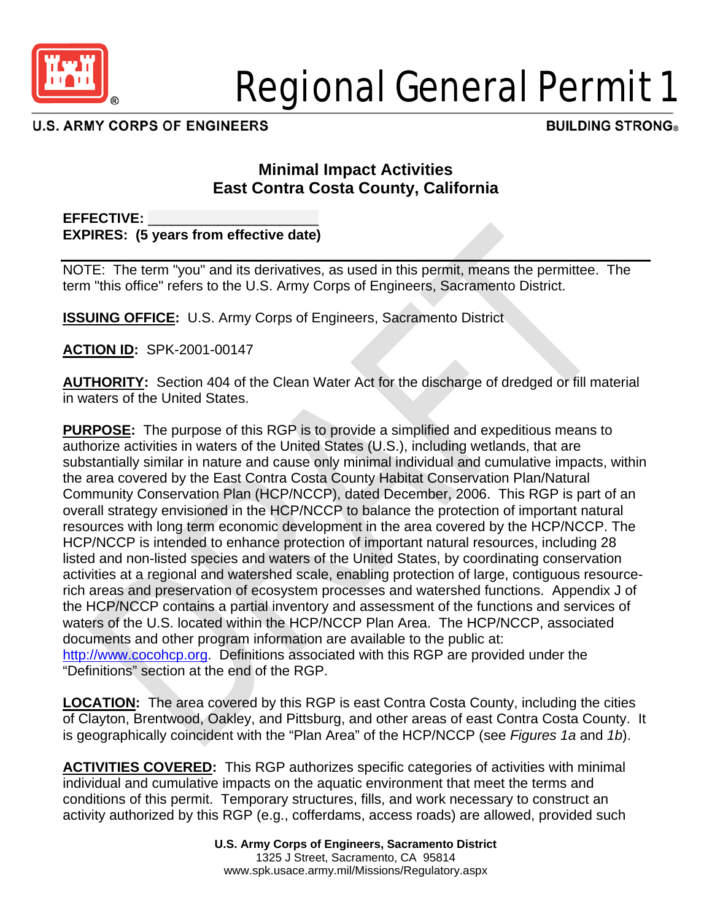# Regional General Permit 1

U.S. ARMY CORPS OF ENGINEERS BUILDING STRONG®

## Minimal Impact Activities
## East Contra Costa County, California

**EFFECTIVE: ____________________**
**EXPIRES: (5 years from effective date)**

---

NOTE: The term "you" and its derivatives, as used in this permit, means the permittee. The term "this office" refers to the U.S. Army Corps of Engineers, Sacramento District.

**ISSUING OFFICE:** U.S. Army Corps of Engineers, Sacramento District

**ACTION ID:** SPK-2001-00147

**AUTHORITY:** Section 404 of the Clean Water Act for the discharge of dredged or fill material in waters of the United States.

**PURPOSE:** The purpose of this RGP is to provide a simplified and expeditious means to authorize activities in waters of the United States (U.S.), including wetlands, that are substantially similar in nature and cause only minimal individual and cumulative impacts, within the area covered by the East Contra Costa County Habitat Conservation Plan/Natural Community Conservation Plan (HCP/NCCP), dated December, 2006. This RGP is part of an overall strategy envisioned in the HCP/NCCP to balance the protection of important natural resources with long term economic development in the area covered by the HCP/NCCP. The HCP/NCCP is intended to enhance protection of important natural resources, including 28 listed and non-listed species and waters of the United States, by coordinating conservation activities at a regional and watershed scale, enabling protection of large, contiguous resource-rich areas and preservation of ecosystem processes and watershed functions. Appendix J of the HCP/NCCP contains a partial inventory and assessment of the functions and services of waters of the U.S. located within the HCP/NCCP Plan Area. The HCP/NCCP, associated documents and other program information are available to the public at: http://www.cocohcp.org. Definitions associated with this RGP are provided under the "Definitions" section at the end of the RGP.

**LOCATION:** The area covered by this RGP is east Contra Costa County, including the cities of Clayton, Brentwood, Oakley, and Pittsburg, and other areas of east Contra Costa County. It is geographically coincident with the "Plan Area" of the HCP/NCCP (see *Figures 1a* and *1b*).

**ACTIVITIES COVERED:** This RGP authorizes specific categories of activities with minimal individual and cumulative impacts on the aquatic environment that meet the terms and conditions of this permit. Temporary structures, fills, and work necessary to construct an activity authorized by this RGP (e.g., cofferdams, access roads) are allowed, provided such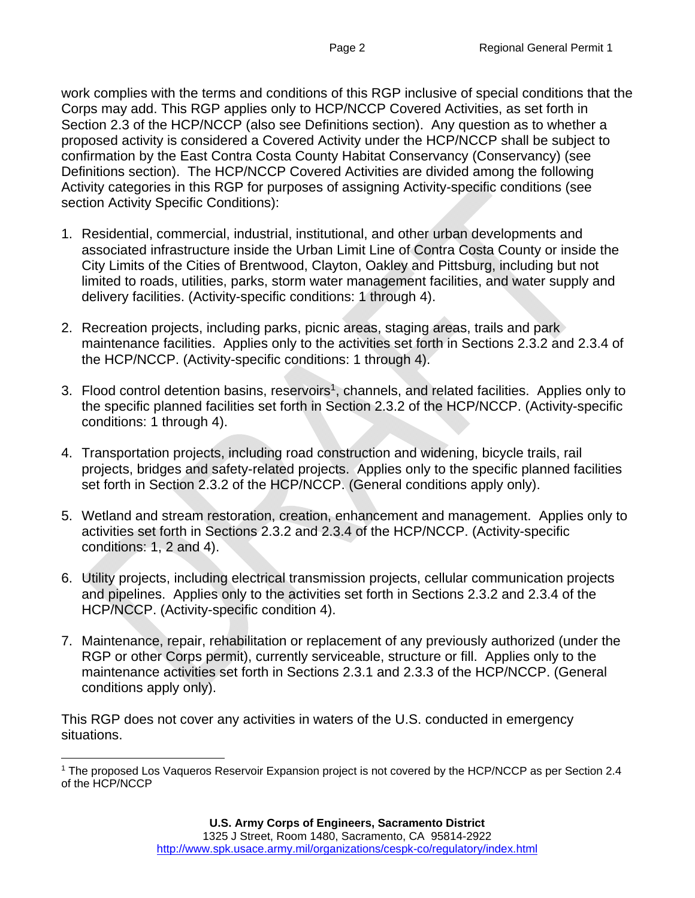work complies with the terms and conditions of this RGP inclusive of special conditions that the Corps may add. This RGP applies only to HCP/NCCP Covered Activities, as set forth in Section 2.3 of the HCP/NCCP (also see Definitions section). Any question as to whether a proposed activity is considered a Covered Activity under the HCP/NCCP shall be subject to confirmation by the East Contra Costa County Habitat Conservancy (Conservancy) (see Definitions section). The HCP/NCCP Covered Activities are divided among the following Activity categories in this RGP for purposes of assigning Activity-specific conditions (see section Activity Specific Conditions):

1. Residential, commercial, industrial, institutional, and other urban developments and associated infrastructure inside the Urban Limit Line of Contra Costa County or inside the City Limits of the Cities of Brentwood, Clayton, Oakley and Pittsburg, including but not limited to roads, utilities, parks, storm water management facilities, and water supply and delivery facilities. (Activity-specific conditions: 1 through 4).

2. Recreation projects, including parks, picnic areas, staging areas, trails and park maintenance facilities. Applies only to the activities set forth in Sections 2.3.2 and 2.3.4 of the HCP/NCCP. (Activity-specific conditions: 1 through 4).

3. Flood control detention basins, reservoirs[1], channels, and related facilities. Applies only to the specific planned facilities set forth in Section 2.3.2 of the HCP/NCCP. (Activity-specific conditions: 1 through 4).

4. Transportation projects, including road construction and widening, bicycle trails, rail projects, bridges and safety-related projects. Applies only to the specific planned facilities set forth in Section 2.3.2 of the HCP/NCCP. (General conditions apply only).

5. Wetland and stream restoration, creation, enhancement and management. Applies only to activities set forth in Sections 2.3.2 and 2.3.4 of the HCP/NCCP. (Activity-specific conditions: 1, 2 and 4).

6. Utility projects, including electrical transmission projects, cellular communication projects and pipelines. Applies only to the activities set forth in Sections 2.3.2 and 2.3.4 of the HCP/NCCP. (Activity-specific condition 4).

7. Maintenance, repair, rehabilitation or replacement of any previously authorized (under the RGP or other Corps permit), currently serviceable, structure or fill. Applies only to the maintenance activities set forth in Sections 2.3.1 and 2.3.3 of the HCP/NCCP. (General conditions apply only).

This RGP does not cover any activities in waters of the U.S. conducted in emergency situations.

[1] The proposed Los Vaqueros Reservoir Expansion project is not covered by the HCP/NCCP as per Section 2.4 of the HCP/NCCP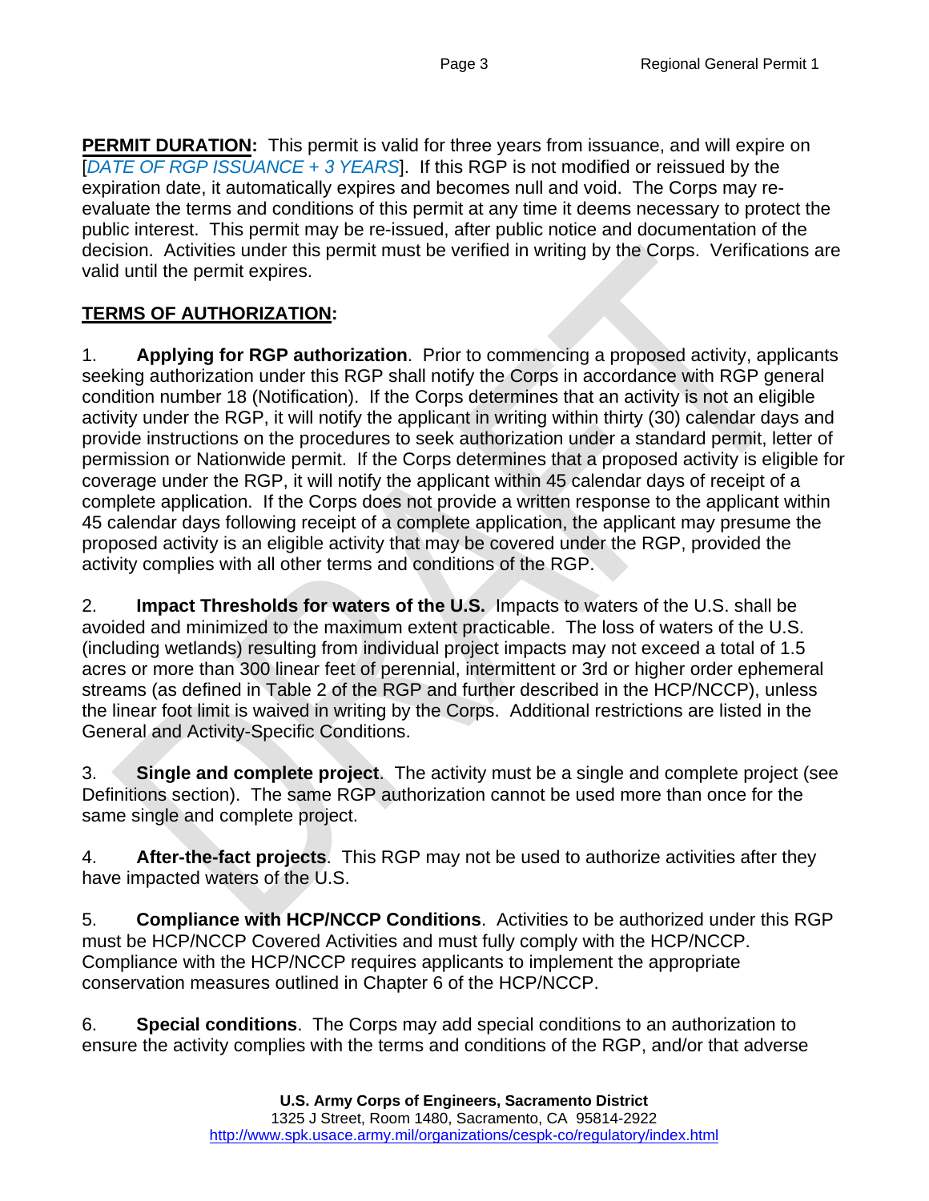**PERMIT DURATION:** This permit is valid for three years from issuance, and will expire on [*DATE OF RGP ISSUANCE + 3 YEARS*]. If this RGP is not modified or reissued by the expiration date, it automatically expires and becomes null and void. The Corps may re-evaluate the terms and conditions of this permit at any time it deems necessary to protect the public interest. This permit may be re-issued, after public notice and documentation of the decision. Activities under this permit must be verified in writing by the Corps. Verifications are valid until the permit expires.

**TERMS OF AUTHORIZATION:**

1. **Applying for RGP authorization**. Prior to commencing a proposed activity, applicants seeking authorization under this RGP shall notify the Corps in accordance with RGP general condition number 18 (Notification). If the Corps determines that an activity is not an eligible activity under the RGP, it will notify the applicant in writing within thirty (30) calendar days and provide instructions on the procedures to seek authorization under a standard permit, letter of permission or Nationwide permit. If the Corps determines that a proposed activity is eligible for coverage under the RGP, it will notify the applicant within 45 calendar days of receipt of a complete application. If the Corps does not provide a written response to the applicant within 45 calendar days following receipt of a complete application, the applicant may presume the proposed activity is an eligible activity that may be covered under the RGP, provided the activity complies with all other terms and conditions of the RGP.

2. **Impact Thresholds for waters of the U.S.** Impacts to waters of the U.S. shall be avoided and minimized to the maximum extent practicable. The loss of waters of the U.S. (including wetlands) resulting from individual project impacts may not exceed a total of 1.5 acres or more than 300 linear feet of perennial, intermittent or 3rd or higher order ephemeral streams (as defined in Table 2 of the RGP and further described in the HCP/NCCP), unless the linear foot limit is waived in writing by the Corps. Additional restrictions are listed in the General and Activity-Specific Conditions.

3. **Single and complete project**. The activity must be a single and complete project (see Definitions section). The same RGP authorization cannot be used more than once for the same single and complete project.

4. **After-the-fact projects**. This RGP may not be used to authorize activities after they have impacted waters of the U.S.

5. **Compliance with HCP/NCCP Conditions**. Activities to be authorized under this RGP must be HCP/NCCP Covered Activities and must fully comply with the HCP/NCCP. Compliance with the HCP/NCCP requires applicants to implement the appropriate conservation measures outlined in Chapter 6 of the HCP/NCCP.

6. **Special conditions**. The Corps may add special conditions to an authorization to ensure the activity complies with the terms and conditions of the RGP, and/or that adverse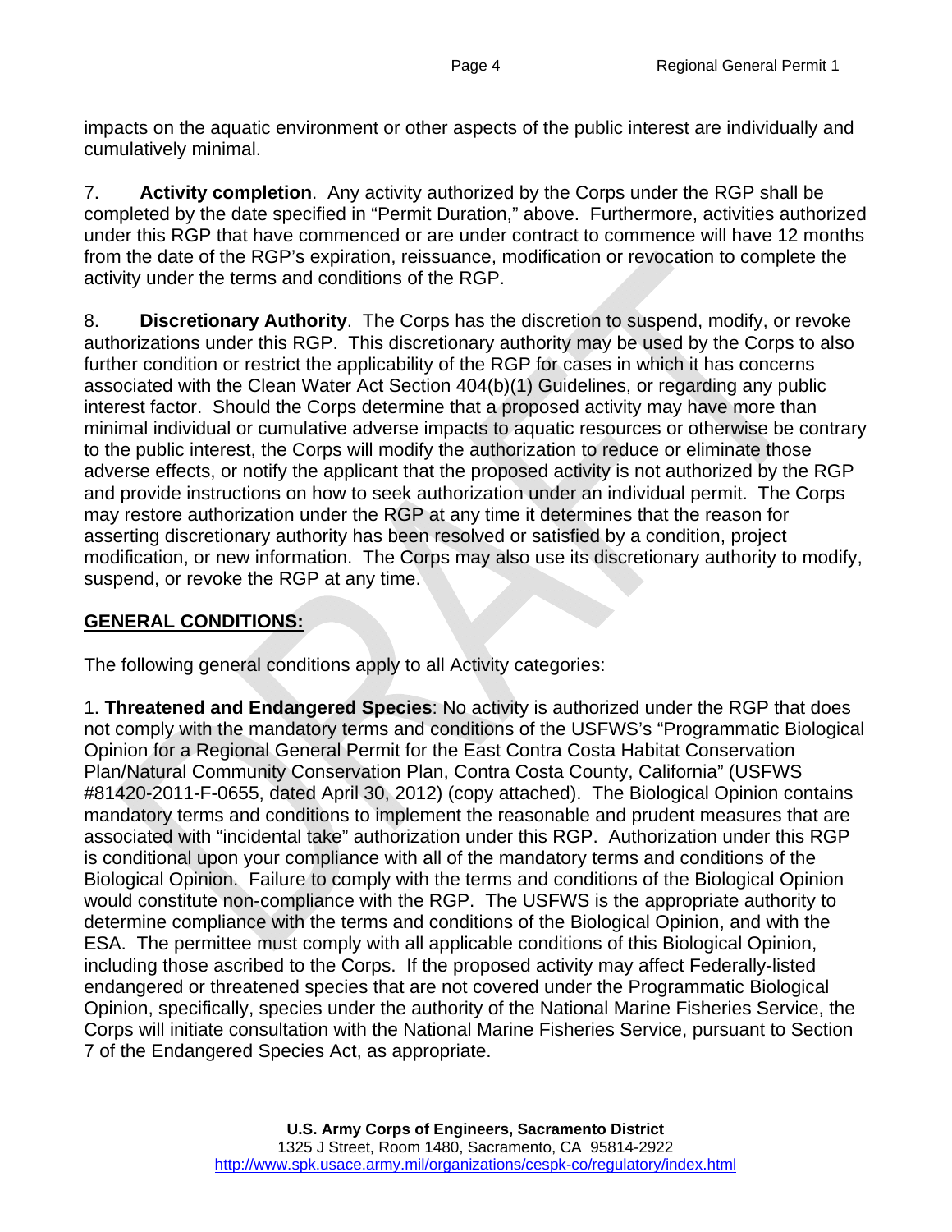impacts on the aquatic environment or other aspects of the public interest are individually and cumulatively minimal.

7. **Activity completion**. Any activity authorized by the Corps under the RGP shall be completed by the date specified in "Permit Duration," above. Furthermore, activities authorized under this RGP that have commenced or are under contract to commence will have 12 months from the date of the RGP's expiration, reissuance, modification or revocation to complete the activity under the terms and conditions of the RGP.

8. **Discretionary Authority**. The Corps has the discretion to suspend, modify, or revoke authorizations under this RGP. This discretionary authority may be used by the Corps to also further condition or restrict the applicability of the RGP for cases in which it has concerns associated with the Clean Water Act Section 404(b)(1) Guidelines, or regarding any public interest factor. Should the Corps determine that a proposed activity may have more than minimal individual or cumulative adverse impacts to aquatic resources or otherwise be contrary to the public interest, the Corps will modify the authorization to reduce or eliminate those adverse effects, or notify the applicant that the proposed activity is not authorized by the RGP and provide instructions on how to seek authorization under an individual permit. The Corps may restore authorization under the RGP at any time it determines that the reason for asserting discretionary authority has been resolved or satisfied by a condition, project modification, or new information. The Corps may also use its discretionary authority to modify, suspend, or revoke the RGP at any time.

## GENERAL CONDITIONS:

The following general conditions apply to all Activity categories:

1. **Threatened and Endangered Species**: No activity is authorized under the RGP that does not comply with the mandatory terms and conditions of the USFWS's "Programmatic Biological Opinion for a Regional General Permit for the East Contra Costa Habitat Conservation Plan/Natural Community Conservation Plan, Contra Costa County, California" (USFWS #81420-2011-F-0655, dated April 30, 2012) (copy attached). The Biological Opinion contains mandatory terms and conditions to implement the reasonable and prudent measures that are associated with "incidental take" authorization under this RGP. Authorization under this RGP is conditional upon your compliance with all of the mandatory terms and conditions of the Biological Opinion. Failure to comply with the terms and conditions of the Biological Opinion would constitute non-compliance with the RGP. The USFWS is the appropriate authority to determine compliance with the terms and conditions of the Biological Opinion, and with the ESA. The permittee must comply with all applicable conditions of this Biological Opinion, including those ascribed to the Corps. If the proposed activity may affect Federally-listed endangered or threatened species that are not covered under the Programmatic Biological Opinion, specifically, species under the authority of the National Marine Fisheries Service, the Corps will initiate consultation with the National Marine Fisheries Service, pursuant to Section 7 of the Endangered Species Act, as appropriate.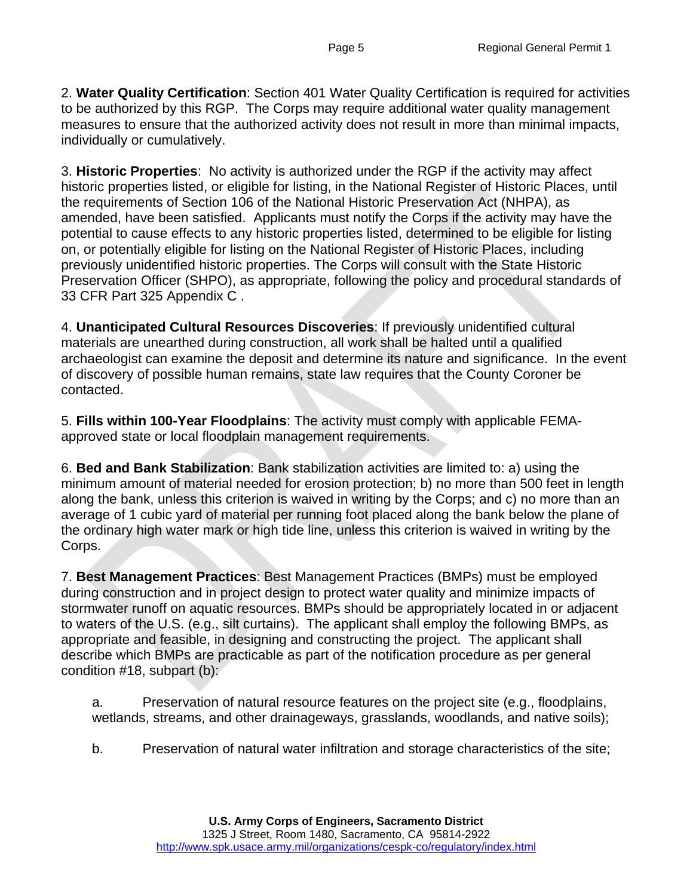2. **Water Quality Certification**: Section 401 Water Quality Certification is required for activities to be authorized by this RGP. The Corps may require additional water quality management measures to ensure that the authorized activity does not result in more than minimal impacts, individually or cumulatively.

3. **Historic Properties**: No activity is authorized under the RGP if the activity may affect historic properties listed, or eligible for listing, in the National Register of Historic Places, until the requirements of Section 106 of the National Historic Preservation Act (NHPA), as amended, have been satisfied. Applicants must notify the Corps if the activity may have the potential to cause effects to any historic properties listed, determined to be eligible for listing on, or potentially eligible for listing on the National Register of Historic Places, including previously unidentified historic properties. The Corps will consult with the State Historic Preservation Officer (SHPO), as appropriate, following the policy and procedural standards of 33 CFR Part 325 Appendix C .

4. **Unanticipated Cultural Resources Discoveries**: If previously unidentified cultural materials are unearthed during construction, all work shall be halted until a qualified archaeologist can examine the deposit and determine its nature and significance. In the event of discovery of possible human remains, state law requires that the County Coroner be contacted.

5. **Fills within 100-Year Floodplains**: The activity must comply with applicable FEMA-approved state or local floodplain management requirements.

6. **Bed and Bank Stabilization**: Bank stabilization activities are limited to: a) using the minimum amount of material needed for erosion protection; b) no more than 500 feet in length along the bank, unless this criterion is waived in writing by the Corps; and c) no more than an average of 1 cubic yard of material per running foot placed along the bank below the plane of the ordinary high water mark or high tide line, unless this criterion is waived in writing by the Corps.

7. **Best Management Practices**: Best Management Practices (BMPs) must be employed during construction and in project design to protect water quality and minimize impacts of stormwater runoff on aquatic resources. BMPs should be appropriately located in or adjacent to waters of the U.S. (e.g., silt curtains). The applicant shall employ the following BMPs, as appropriate and feasible, in designing and constructing the project. The applicant shall describe which BMPs are practicable as part of the notification procedure as per general condition #18, subpart (b):

a. Preservation of natural resource features on the project site (e.g., floodplains, wetlands, streams, and other drainageways, grasslands, woodlands, and native soils);

b. Preservation of natural water infiltration and storage characteristics of the site;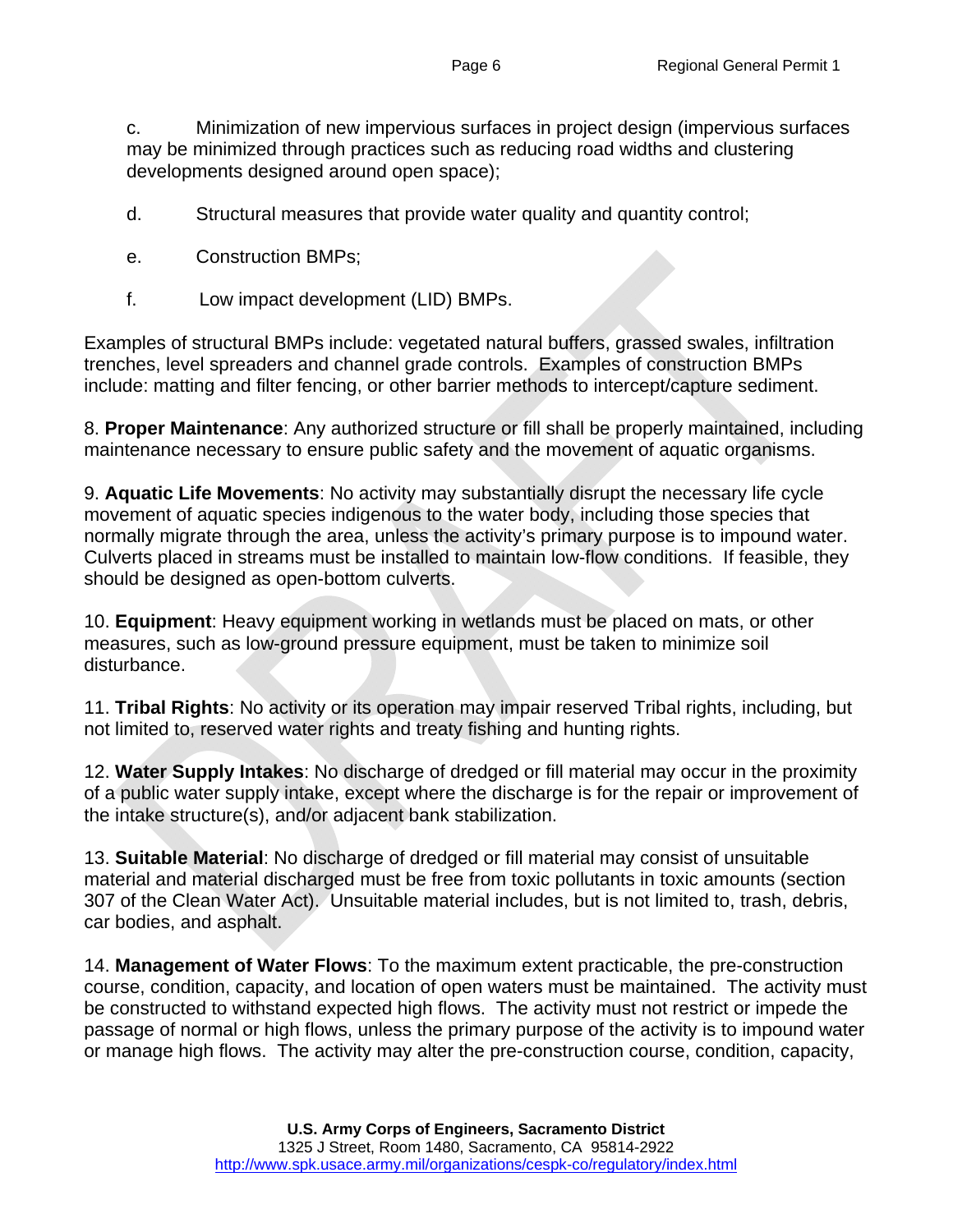c. Minimization of new impervious surfaces in project design (impervious surfaces may be minimized through practices such as reducing road widths and clustering developments designed around open space);

d. Structural measures that provide water quality and quantity control;

e. Construction BMPs;

f. Low impact development (LID) BMPs.

Examples of structural BMPs include: vegetated natural buffers, grassed swales, infiltration trenches, level spreaders and channel grade controls. Examples of construction BMPs include: matting and filter fencing, or other barrier methods to intercept/capture sediment.

8. **Proper Maintenance**: Any authorized structure or fill shall be properly maintained, including maintenance necessary to ensure public safety and the movement of aquatic organisms.

9. **Aquatic Life Movements**: No activity may substantially disrupt the necessary life cycle movement of aquatic species indigenous to the water body, including those species that normally migrate through the area, unless the activity's primary purpose is to impound water. Culverts placed in streams must be installed to maintain low-flow conditions. If feasible, they should be designed as open-bottom culverts.

10. **Equipment**: Heavy equipment working in wetlands must be placed on mats, or other measures, such as low-ground pressure equipment, must be taken to minimize soil disturbance.

11. **Tribal Rights**: No activity or its operation may impair reserved Tribal rights, including, but not limited to, reserved water rights and treaty fishing and hunting rights.

12. **Water Supply Intakes**: No discharge of dredged or fill material may occur in the proximity of a public water supply intake, except where the discharge is for the repair or improvement of the intake structure(s), and/or adjacent bank stabilization.

13. **Suitable Material**: No discharge of dredged or fill material may consist of unsuitable material and material discharged must be free from toxic pollutants in toxic amounts (section 307 of the Clean Water Act). Unsuitable material includes, but is not limited to, trash, debris, car bodies, and asphalt.

14. **Management of Water Flows**: To the maximum extent practicable, the pre-construction course, condition, capacity, and location of open waters must be maintained. The activity must be constructed to withstand expected high flows. The activity must not restrict or impede the passage of normal or high flows, unless the primary purpose of the activity is to impound water or manage high flows. The activity may alter the pre-construction course, condition, capacity,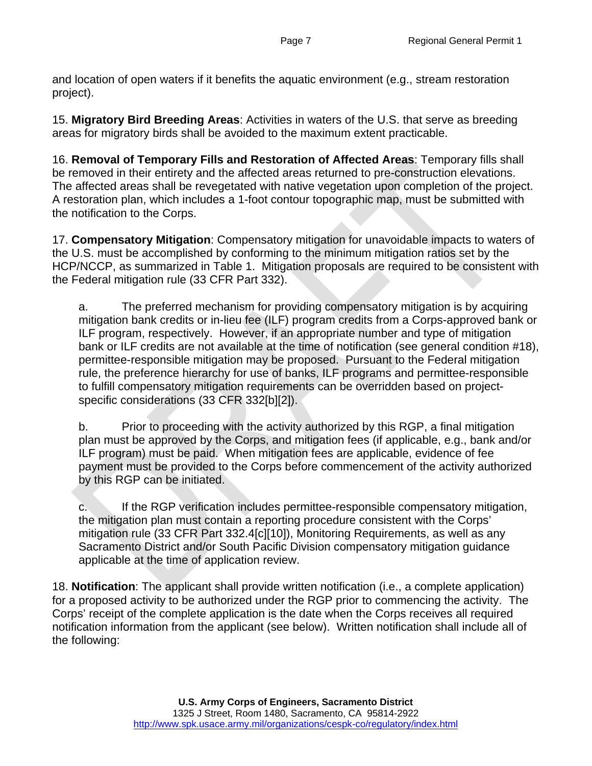and location of open waters if it benefits the aquatic environment (e.g., stream restoration project).

15. **Migratory Bird Breeding Areas**: Activities in waters of the U.S. that serve as breeding areas for migratory birds shall be avoided to the maximum extent practicable.

16. **Removal of Temporary Fills and Restoration of Affected Areas**: Temporary fills shall be removed in their entirety and the affected areas returned to pre-construction elevations. The affected areas shall be revegetated with native vegetation upon completion of the project. A restoration plan, which includes a 1-foot contour topographic map, must be submitted with the notification to the Corps.

17. **Compensatory Mitigation**: Compensatory mitigation for unavoidable impacts to waters of the U.S. must be accomplished by conforming to the minimum mitigation ratios set by the HCP/NCCP, as summarized in Table 1. Mitigation proposals are required to be consistent with the Federal mitigation rule (33 CFR Part 332).

a. The preferred mechanism for providing compensatory mitigation is by acquiring mitigation bank credits or in-lieu fee (ILF) program credits from a Corps-approved bank or ILF program, respectively. However, if an appropriate number and type of mitigation bank or ILF credits are not available at the time of notification (see general condition #18), permittee-responsible mitigation may be proposed. Pursuant to the Federal mitigation rule, the preference hierarchy for use of banks, ILF programs and permittee-responsible to fulfill compensatory mitigation requirements can be overridden based on project-specific considerations (33 CFR 332[b][2]).

b. Prior to proceeding with the activity authorized by this RGP, a final mitigation plan must be approved by the Corps, and mitigation fees (if applicable, e.g., bank and/or ILF program) must be paid. When mitigation fees are applicable, evidence of fee payment must be provided to the Corps before commencement of the activity authorized by this RGP can be initiated.

c. If the RGP verification includes permittee-responsible compensatory mitigation, the mitigation plan must contain a reporting procedure consistent with the Corps' mitigation rule (33 CFR Part 332.4[c][10]), Monitoring Requirements, as well as any Sacramento District and/or South Pacific Division compensatory mitigation guidance applicable at the time of application review.

18. **Notification**: The applicant shall provide written notification (i.e., a complete application) for a proposed activity to be authorized under the RGP prior to commencing the activity. The Corps' receipt of the complete application is the date when the Corps receives all required notification information from the applicant (see below). Written notification shall include all of the following: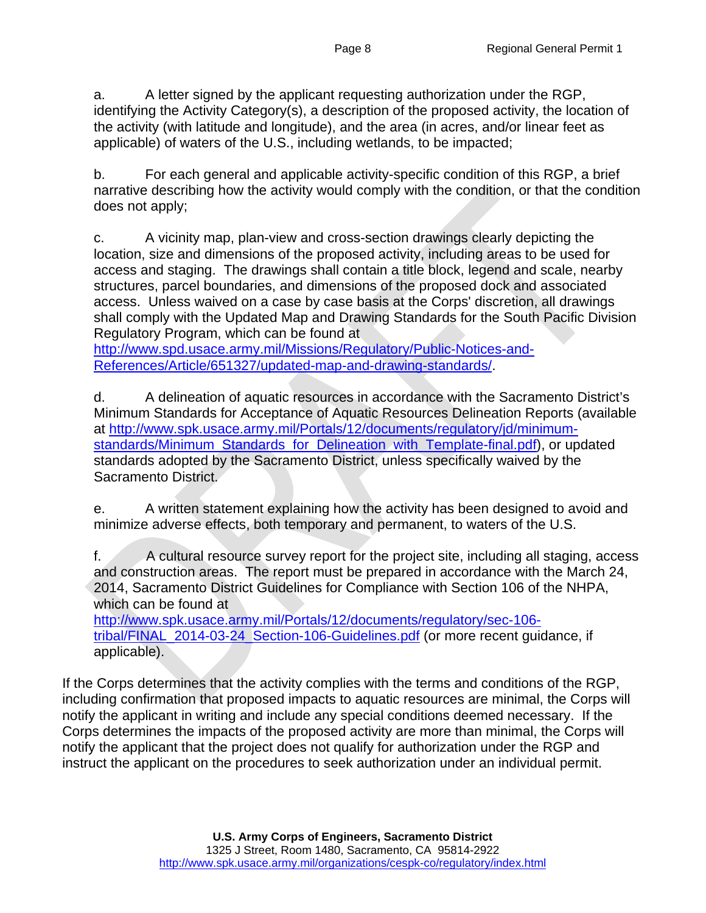a. A letter signed by the applicant requesting authorization under the RGP, identifying the Activity Category(s), a description of the proposed activity, the location of the activity (with latitude and longitude), and the area (in acres, and/or linear feet as applicable) of waters of the U.S., including wetlands, to be impacted;

b. For each general and applicable activity-specific condition of this RGP, a brief narrative describing how the activity would comply with the condition, or that the condition does not apply;

c. A vicinity map, plan-view and cross-section drawings clearly depicting the location, size and dimensions of the proposed activity, including areas to be used for access and staging. The drawings shall contain a title block, legend and scale, nearby structures, parcel boundaries, and dimensions of the proposed dock and associated access. Unless waived on a case by case basis at the Corps' discretion, all drawings shall comply with the Updated Map and Drawing Standards for the South Pacific Division Regulatory Program, which can be found at http://www.spd.usace.army.mil/Missions/Regulatory/Public-Notices-and-References/Article/651327/updated-map-and-drawing-standards/.

d. A delineation of aquatic resources in accordance with the Sacramento District's Minimum Standards for Acceptance of Aquatic Resources Delineation Reports (available at http://www.spk.usace.army.mil/Portals/12/documents/regulatory/jd/minimum-standards/Minimum_Standards_for_Delineation_with_Template-final.pdf), or updated standards adopted by the Sacramento District, unless specifically waived by the Sacramento District.

e. A written statement explaining how the activity has been designed to avoid and minimize adverse effects, both temporary and permanent, to waters of the U.S.

f. A cultural resource survey report for the project site, including all staging, access and construction areas. The report must be prepared in accordance with the March 24, 2014, Sacramento District Guidelines for Compliance with Section 106 of the NHPA, which can be found at http://www.spk.usace.army.mil/Portals/12/documents/regulatory/sec-106-tribal/FINAL_2014-03-24_Section-106-Guidelines.pdf (or more recent guidance, if applicable).

If the Corps determines that the activity complies with the terms and conditions of the RGP, including confirmation that proposed impacts to aquatic resources are minimal, the Corps will notify the applicant in writing and include any special conditions deemed necessary. If the Corps determines the impacts of the proposed activity are more than minimal, the Corps will notify the applicant that the project does not qualify for authorization under the RGP and instruct the applicant on the procedures to seek authorization under an individual permit.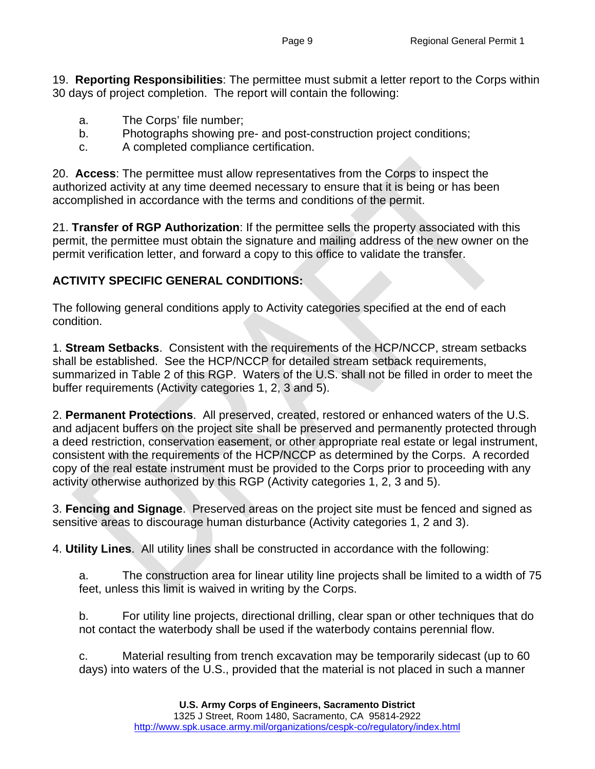19. **Reporting Responsibilities**: The permittee must submit a letter report to the Corps within 30 days of project completion. The report will contain the following:

a. The Corps' file number;
b. Photographs showing pre- and post-construction project conditions;
c. A completed compliance certification.

20. **Access**: The permittee must allow representatives from the Corps to inspect the authorized activity at any time deemed necessary to ensure that it is being or has been accomplished in accordance with the terms and conditions of the permit.

21. **Transfer of RGP Authorization**: If the permittee sells the property associated with this permit, the permittee must obtain the signature and mailing address of the new owner on the permit verification letter, and forward a copy to this office to validate the transfer.

**ACTIVITY SPECIFIC GENERAL CONDITIONS:**

The following general conditions apply to Activity categories specified at the end of each condition.

1. **Stream Setbacks**. Consistent with the requirements of the HCP/NCCP, stream setbacks shall be established. See the HCP/NCCP for detailed stream setback requirements, summarized in Table 2 of this RGP. Waters of the U.S. shall not be filled in order to meet the buffer requirements (Activity categories 1, 2, 3 and 5).

2. **Permanent Protections**. All preserved, created, restored or enhanced waters of the U.S. and adjacent buffers on the project site shall be preserved and permanently protected through a deed restriction, conservation easement, or other appropriate real estate or legal instrument, consistent with the requirements of the HCP/NCCP as determined by the Corps. A recorded copy of the real estate instrument must be provided to the Corps prior to proceeding with any activity otherwise authorized by this RGP (Activity categories 1, 2, 3 and 5).

3. **Fencing and Signage**. Preserved areas on the project site must be fenced and signed as sensitive areas to discourage human disturbance (Activity categories 1, 2 and 3).

4. **Utility Lines**. All utility lines shall be constructed in accordance with the following:

a. The construction area for linear utility line projects shall be limited to a width of 75 feet, unless this limit is waived in writing by the Corps.

b. For utility line projects, directional drilling, clear span or other techniques that do not contact the waterbody shall be used if the waterbody contains perennial flow.

c. Material resulting from trench excavation may be temporarily sidecast (up to 60 days) into waters of the U.S., provided that the material is not placed in such a manner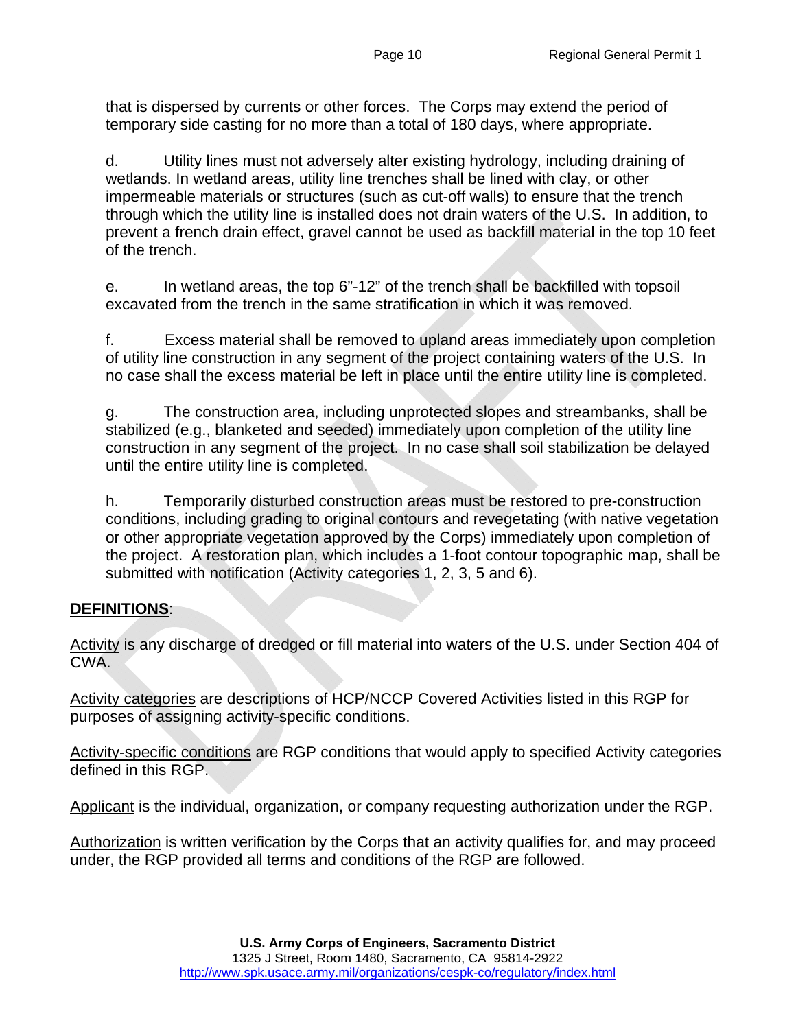that is dispersed by currents or other forces. The Corps may extend the period of temporary side casting for no more than a total of 180 days, where appropriate.

d. Utility lines must not adversely alter existing hydrology, including draining of wetlands. In wetland areas, utility line trenches shall be lined with clay, or other impermeable materials or structures (such as cut-off walls) to ensure that the trench through which the utility line is installed does not drain waters of the U.S. In addition, to prevent a french drain effect, gravel cannot be used as backfill material in the top 10 feet of the trench.

e. In wetland areas, the top 6"-12" of the trench shall be backfilled with topsoil excavated from the trench in the same stratification in which it was removed.

f. Excess material shall be removed to upland areas immediately upon completion of utility line construction in any segment of the project containing waters of the U.S. In no case shall the excess material be left in place until the entire utility line is completed.

g. The construction area, including unprotected slopes and streambanks, shall be stabilized (e.g., blanketed and seeded) immediately upon completion of the utility line construction in any segment of the project. In no case shall soil stabilization be delayed until the entire utility line is completed.

h. Temporarily disturbed construction areas must be restored to pre-construction conditions, including grading to original contours and revegetating (with native vegetation or other appropriate vegetation approved by the Corps) immediately upon completion of the project. A restoration plan, which includes a 1-foot contour topographic map, shall be submitted with notification (Activity categories 1, 2, 3, 5 and 6).

## DEFINITIONS:

Activity is any discharge of dredged or fill material into waters of the U.S. under Section 404 of CWA.

Activity categories are descriptions of HCP/NCCP Covered Activities listed in this RGP for purposes of assigning activity-specific conditions.

Activity-specific conditions are RGP conditions that would apply to specified Activity categories defined in this RGP.

Applicant is the individual, organization, or company requesting authorization under the RGP.

Authorization is written verification by the Corps that an activity qualifies for, and may proceed under, the RGP provided all terms and conditions of the RGP are followed.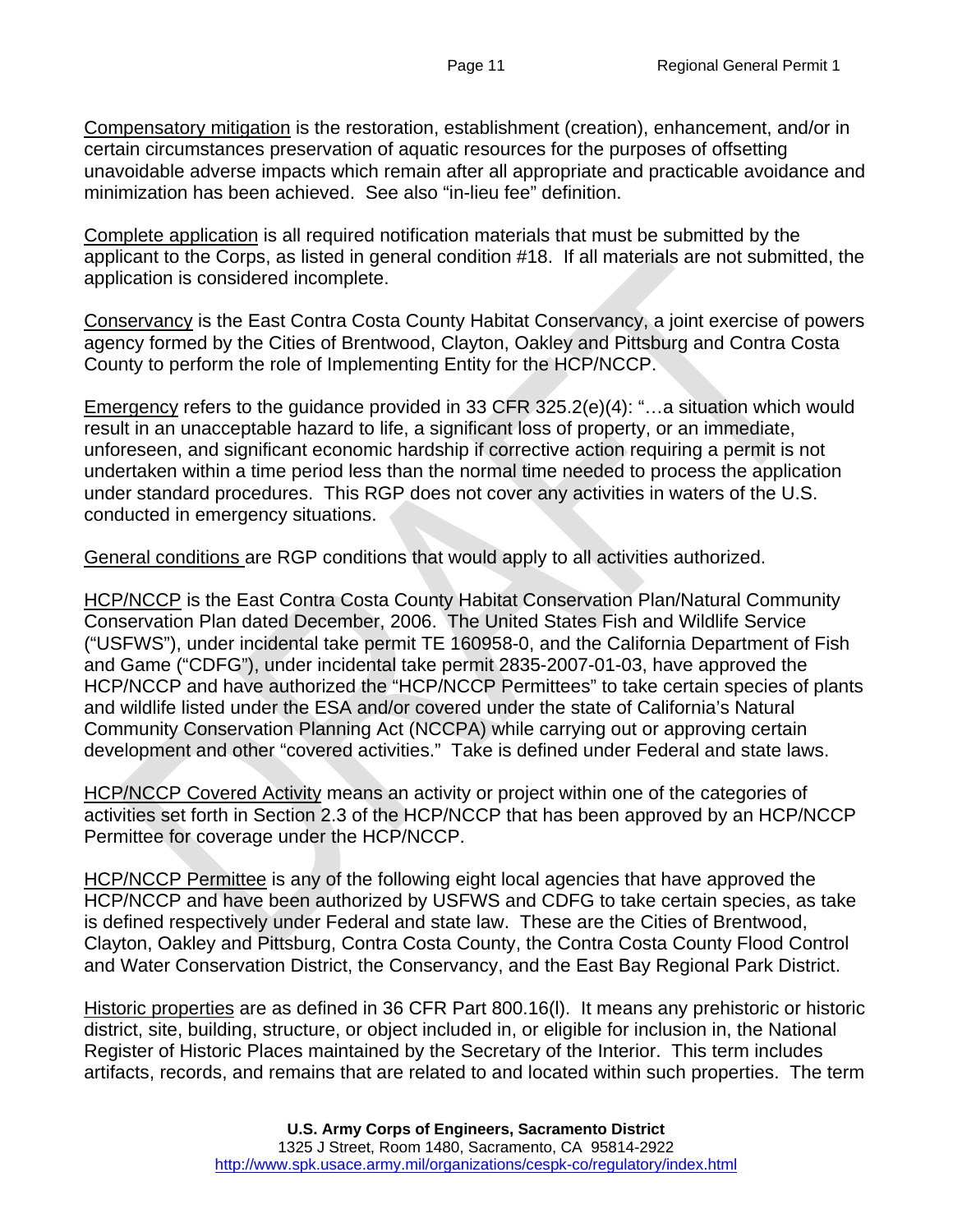Compensatory mitigation is the restoration, establishment (creation), enhancement, and/or in certain circumstances preservation of aquatic resources for the purposes of offsetting unavoidable adverse impacts which remain after all appropriate and practicable avoidance and minimization has been achieved. See also "in-lieu fee" definition.

Complete application is all required notification materials that must be submitted by the applicant to the Corps, as listed in general condition #18. If all materials are not submitted, the application is considered incomplete.

Conservancy is the East Contra Costa County Habitat Conservancy, a joint exercise of powers agency formed by the Cities of Brentwood, Clayton, Oakley and Pittsburg and Contra Costa County to perform the role of Implementing Entity for the HCP/NCCP.

Emergency refers to the guidance provided in 33 CFR 325.2(e)(4): "…a situation which would result in an unacceptable hazard to life, a significant loss of property, or an immediate, unforeseen, and significant economic hardship if corrective action requiring a permit is not undertaken within a time period less than the normal time needed to process the application under standard procedures. This RGP does not cover any activities in waters of the U.S. conducted in emergency situations.

General conditions are RGP conditions that would apply to all activities authorized.

HCP/NCCP is the East Contra Costa County Habitat Conservation Plan/Natural Community Conservation Plan dated December, 2006. The United States Fish and Wildlife Service ("USFWS"), under incidental take permit TE 160958-0, and the California Department of Fish and Game ("CDFG"), under incidental take permit 2835-2007-01-03, have approved the HCP/NCCP and have authorized the "HCP/NCCP Permittees" to take certain species of plants and wildlife listed under the ESA and/or covered under the state of California's Natural Community Conservation Planning Act (NCCPA) while carrying out or approving certain development and other "covered activities." Take is defined under Federal and state laws.

HCP/NCCP Covered Activity means an activity or project within one of the categories of activities set forth in Section 2.3 of the HCP/NCCP that has been approved by an HCP/NCCP Permittee for coverage under the HCP/NCCP.

HCP/NCCP Permittee is any of the following eight local agencies that have approved the HCP/NCCP and have been authorized by USFWS and CDFG to take certain species, as take is defined respectively under Federal and state law. These are the Cities of Brentwood, Clayton, Oakley and Pittsburg, Contra Costa County, the Contra Costa County Flood Control and Water Conservation District, the Conservancy, and the East Bay Regional Park District.

Historic properties are as defined in 36 CFR Part 800.16(l). It means any prehistoric or historic district, site, building, structure, or object included in, or eligible for inclusion in, the National Register of Historic Places maintained by the Secretary of the Interior. This term includes artifacts, records, and remains that are related to and located within such properties. The term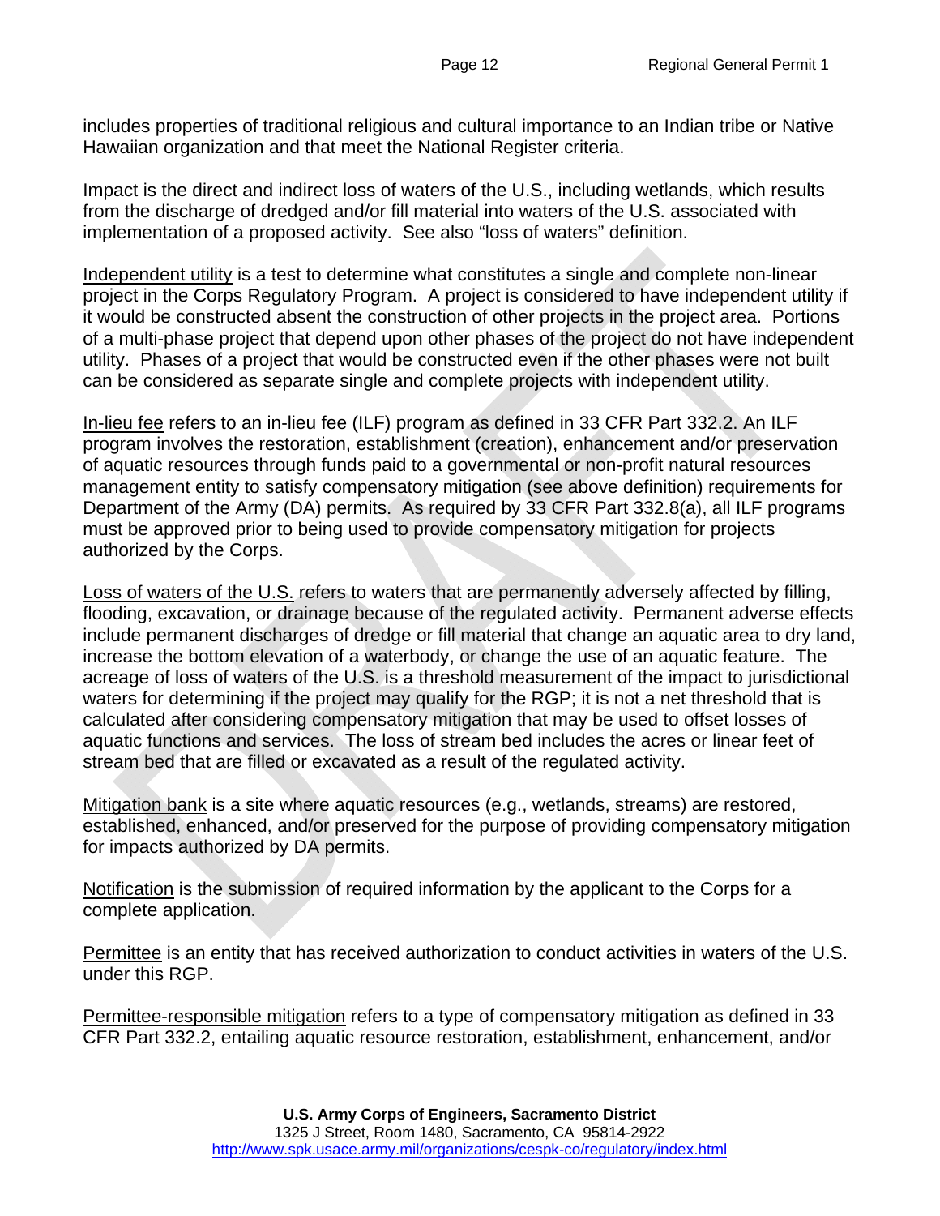includes properties of traditional religious and cultural importance to an Indian tribe or Native Hawaiian organization and that meet the National Register criteria.

Impact is the direct and indirect loss of waters of the U.S., including wetlands, which results from the discharge of dredged and/or fill material into waters of the U.S. associated with implementation of a proposed activity. See also "loss of waters" definition.

Independent utility is a test to determine what constitutes a single and complete non-linear project in the Corps Regulatory Program. A project is considered to have independent utility if it would be constructed absent the construction of other projects in the project area. Portions of a multi-phase project that depend upon other phases of the project do not have independent utility. Phases of a project that would be constructed even if the other phases were not built can be considered as separate single and complete projects with independent utility.

In-lieu fee refers to an in-lieu fee (ILF) program as defined in 33 CFR Part 332.2. An ILF program involves the restoration, establishment (creation), enhancement and/or preservation of aquatic resources through funds paid to a governmental or non-profit natural resources management entity to satisfy compensatory mitigation (see above definition) requirements for Department of the Army (DA) permits. As required by 33 CFR Part 332.8(a), all ILF programs must be approved prior to being used to provide compensatory mitigation for projects authorized by the Corps.

Loss of waters of the U.S. refers to waters that are permanently adversely affected by filling, flooding, excavation, or drainage because of the regulated activity. Permanent adverse effects include permanent discharges of dredge or fill material that change an aquatic area to dry land, increase the bottom elevation of a waterbody, or change the use of an aquatic feature. The acreage of loss of waters of the U.S. is a threshold measurement of the impact to jurisdictional waters for determining if the project may qualify for the RGP; it is not a net threshold that is calculated after considering compensatory mitigation that may be used to offset losses of aquatic functions and services. The loss of stream bed includes the acres or linear feet of stream bed that are filled or excavated as a result of the regulated activity.

Mitigation bank is a site where aquatic resources (e.g., wetlands, streams) are restored, established, enhanced, and/or preserved for the purpose of providing compensatory mitigation for impacts authorized by DA permits.

Notification is the submission of required information by the applicant to the Corps for a complete application.

Permittee is an entity that has received authorization to conduct activities in waters of the U.S. under this RGP.

Permittee-responsible mitigation refers to a type of compensatory mitigation as defined in 33 CFR Part 332.2, entailing aquatic resource restoration, establishment, enhancement, and/or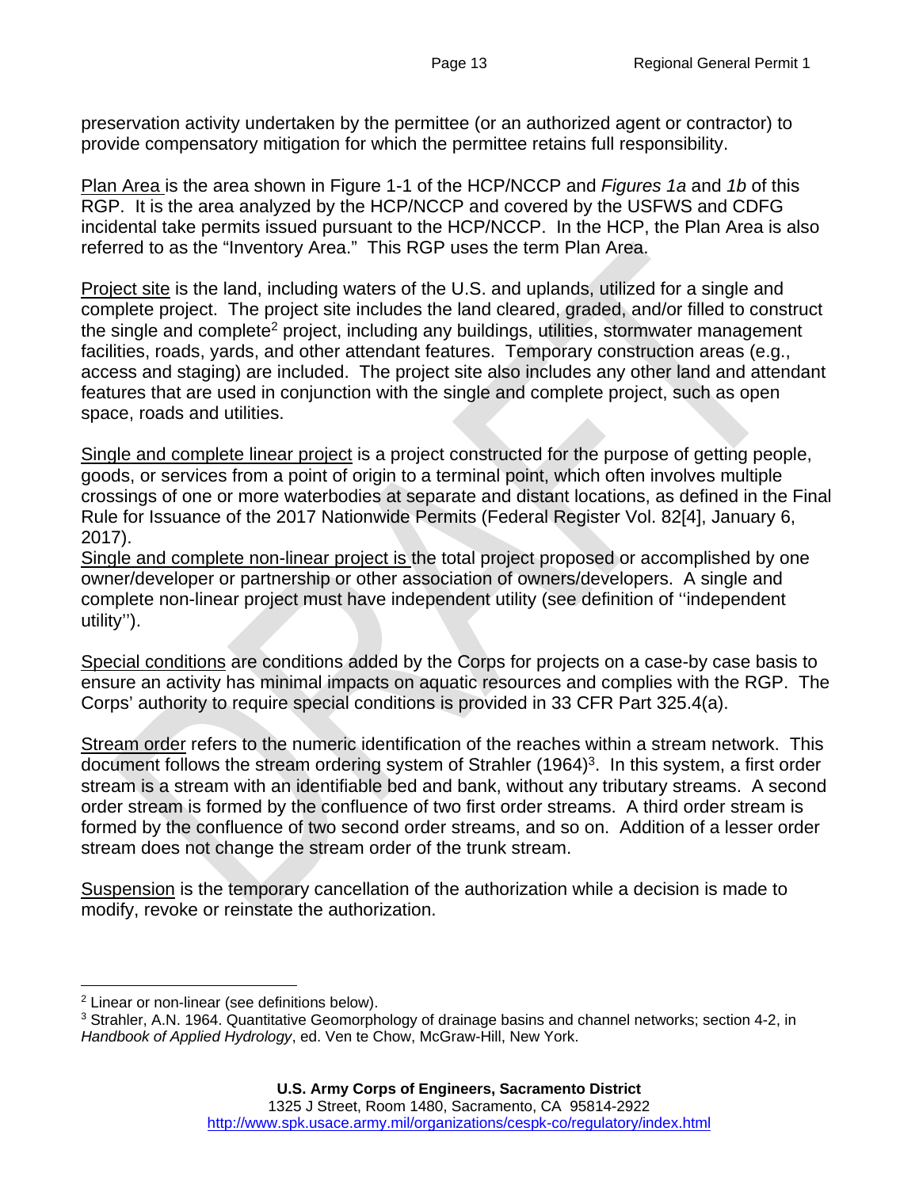preservation activity undertaken by the permittee (or an authorized agent or contractor) to provide compensatory mitigation for which the permittee retains full responsibility.

Plan Area is the area shown in Figure 1-1 of the HCP/NCCP and *Figures 1a* and *1b* of this RGP. It is the area analyzed by the HCP/NCCP and covered by the USFWS and CDFG incidental take permits issued pursuant to the HCP/NCCP. In the HCP, the Plan Area is also referred to as the "Inventory Area." This RGP uses the term Plan Area.

Project site is the land, including waters of the U.S. and uplands, utilized for a single and complete project. The project site includes the land cleared, graded, and/or filled to construct the single and complete[2] project, including any buildings, utilities, stormwater management facilities, roads, yards, and other attendant features. Temporary construction areas (e.g., access and staging) are included. The project site also includes any other land and attendant features that are used in conjunction with the single and complete project, such as open space, roads and utilities.

Single and complete linear project is a project constructed for the purpose of getting people, goods, or services from a point of origin to a terminal point, which often involves multiple crossings of one or more waterbodies at separate and distant locations, as defined in the Final Rule for Issuance of the 2017 Nationwide Permits (Federal Register Vol. 82[4], January 6, 2017).

Single and complete non-linear project is the total project proposed or accomplished by one owner/developer or partnership or other association of owners/developers. A single and complete non-linear project must have independent utility (see definition of ''independent utility'').

Special conditions are conditions added by the Corps for projects on a case-by case basis to ensure an activity has minimal impacts on aquatic resources and complies with the RGP. The Corps' authority to require special conditions is provided in 33 CFR Part 325.4(a).

Stream order refers to the numeric identification of the reaches within a stream network. This document follows the stream ordering system of Strahler (1964)[3]. In this system, a first order stream is a stream with an identifiable bed and bank, without any tributary streams. A second order stream is formed by the confluence of two first order streams. A third order stream is formed by the confluence of two second order streams, and so on. Addition of a lesser order stream does not change the stream order of the trunk stream.

Suspension is the temporary cancellation of the authorization while a decision is made to modify, revoke or reinstate the authorization.

---

[2] Linear or non-linear (see definitions below).

[3] Strahler, A.N. 1964. Quantitative Geomorphology of drainage basins and channel networks; section 4-2, in *Handbook of Applied Hydrology*, ed. Ven te Chow, McGraw-Hill, New York.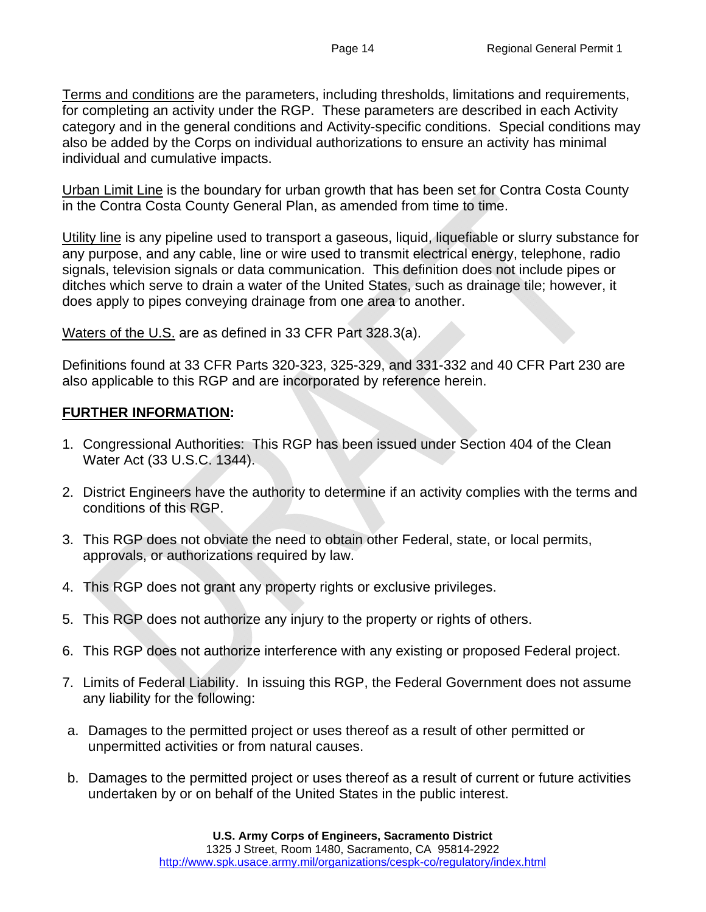Terms and conditions are the parameters, including thresholds, limitations and requirements, for completing an activity under the RGP. These parameters are described in each Activity category and in the general conditions and Activity-specific conditions. Special conditions may also be added by the Corps on individual authorizations to ensure an activity has minimal individual and cumulative impacts.

Urban Limit Line is the boundary for urban growth that has been set for Contra Costa County in the Contra Costa County General Plan, as amended from time to time.

Utility line is any pipeline used to transport a gaseous, liquid, liquefiable or slurry substance for any purpose, and any cable, line or wire used to transmit electrical energy, telephone, radio signals, television signals or data communication. This definition does not include pipes or ditches which serve to drain a water of the United States, such as drainage tile; however, it does apply to pipes conveying drainage from one area to another.

Waters of the U.S. are as defined in 33 CFR Part 328.3(a).

Definitions found at 33 CFR Parts 320-323, 325-329, and 331-332 and 40 CFR Part 230 are also applicable to this RGP and are incorporated by reference herein.

## FURTHER INFORMATION:

1. Congressional Authorities: This RGP has been issued under Section 404 of the Clean Water Act (33 U.S.C. 1344).
2. District Engineers have the authority to determine if an activity complies with the terms and conditions of this RGP.
3. This RGP does not obviate the need to obtain other Federal, state, or local permits, approvals, or authorizations required by law.
4. This RGP does not grant any property rights or exclusive privileges.
5. This RGP does not authorize any injury to the property or rights of others.
6. This RGP does not authorize interference with any existing or proposed Federal project.
7. Limits of Federal Liability. In issuing this RGP, the Federal Government does not assume any liability for the following:

   a. Damages to the permitted project or uses thereof as a result of other permitted or unpermitted activities or from natural causes.

   b. Damages to the permitted project or uses thereof as a result of current or future activities undertaken by or on behalf of the United States in the public interest.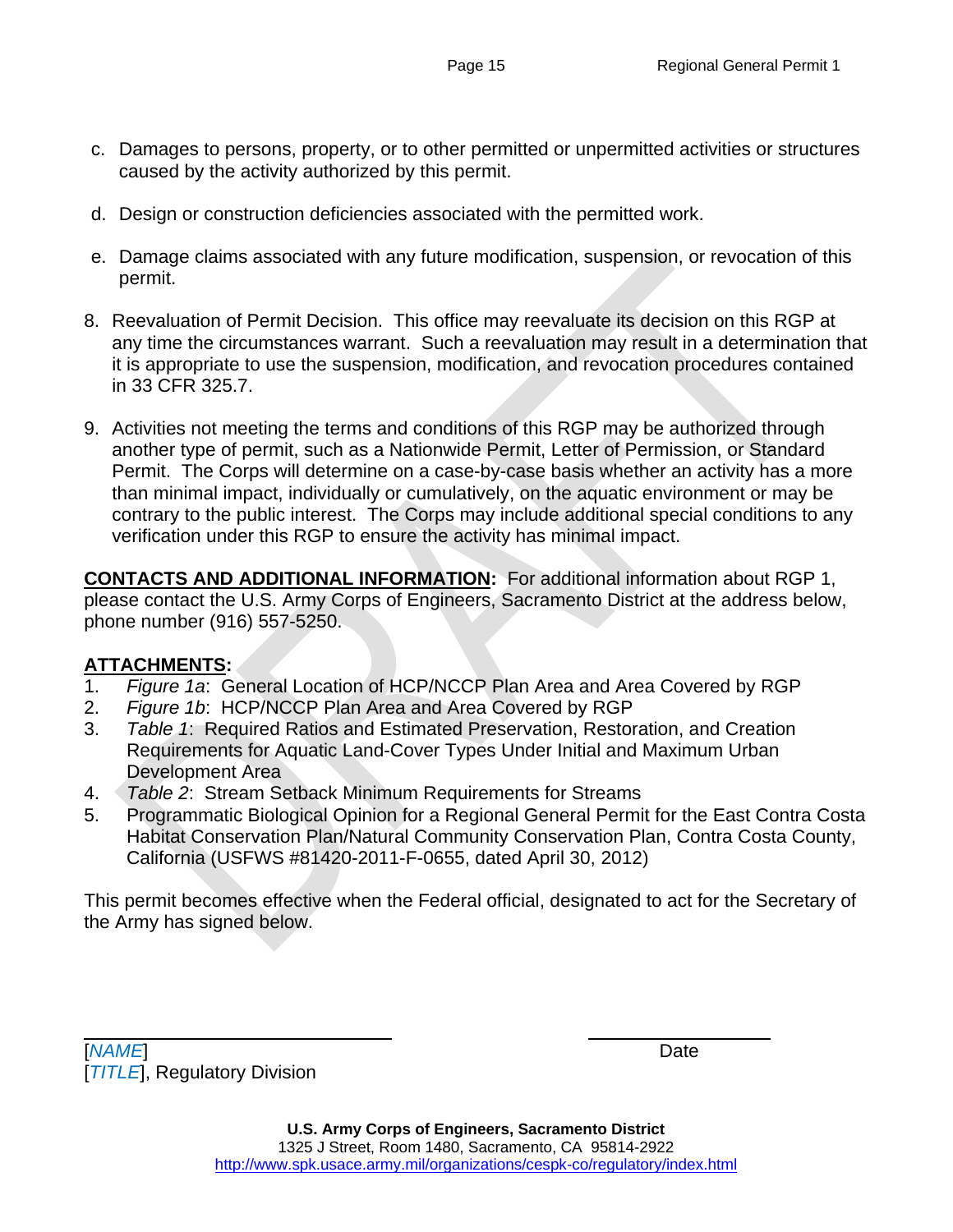c. Damages to persons, property, or to other permitted or unpermitted activities or structures caused by the activity authorized by this permit.

d. Design or construction deficiencies associated with the permitted work.

e. Damage claims associated with any future modification, suspension, or revocation of this permit.

8. Reevaluation of Permit Decision. This office may reevaluate its decision on this RGP at any time the circumstances warrant. Such a reevaluation may result in a determination that it is appropriate to use the suspension, modification, and revocation procedures contained in 33 CFR 325.7.

9. Activities not meeting the terms and conditions of this RGP may be authorized through another type of permit, such as a Nationwide Permit, Letter of Permission, or Standard Permit. The Corps will determine on a case-by-case basis whether an activity has a more than minimal impact, individually or cumulatively, on the aquatic environment or may be contrary to the public interest. The Corps may include additional special conditions to any verification under this RGP to ensure the activity has minimal impact.

**CONTACTS AND ADDITIONAL INFORMATION:** For additional information about RGP 1, please contact the U.S. Army Corps of Engineers, Sacramento District at the address below, phone number (916) 557-5250.

**ATTACHMENTS:**

1. *Figure 1a*: General Location of HCP/NCCP Plan Area and Area Covered by RGP
2. *Figure 1b*: HCP/NCCP Plan Area and Area Covered by RGP
3. *Table 1*: Required Ratios and Estimated Preservation, Restoration, and Creation Requirements for Aquatic Land-Cover Types Under Initial and Maximum Urban Development Area
4. *Table 2*: Stream Setback Minimum Requirements for Streams
5. Programmatic Biological Opinion for a Regional General Permit for the East Contra Costa Habitat Conservation Plan/Natural Community Conservation Plan, Contra Costa County, California (USFWS #81420-2011-F-0655, dated April 30, 2012)

This permit becomes effective when the Federal official, designated to act for the Secretary of the Army has signed below.

\_\_\_\_\_\_\_\_\_\_\_\_\_\_\_\_\_\_\_\_\_\_\_\_\_\_\_\_ \_\_\_\_\_\_\_\_\_\_\_\_\_\_\_\_

[*NAME*] Date

[*TITLE*], Regulatory Division

**U.S. Army Corps of Engineers, Sacramento District**
1325 J Street, Room 1480, Sacramento, CA 95814-2922
http://www.spk.usace.army.mil/organizations/cespk-co/regulatory/index.html